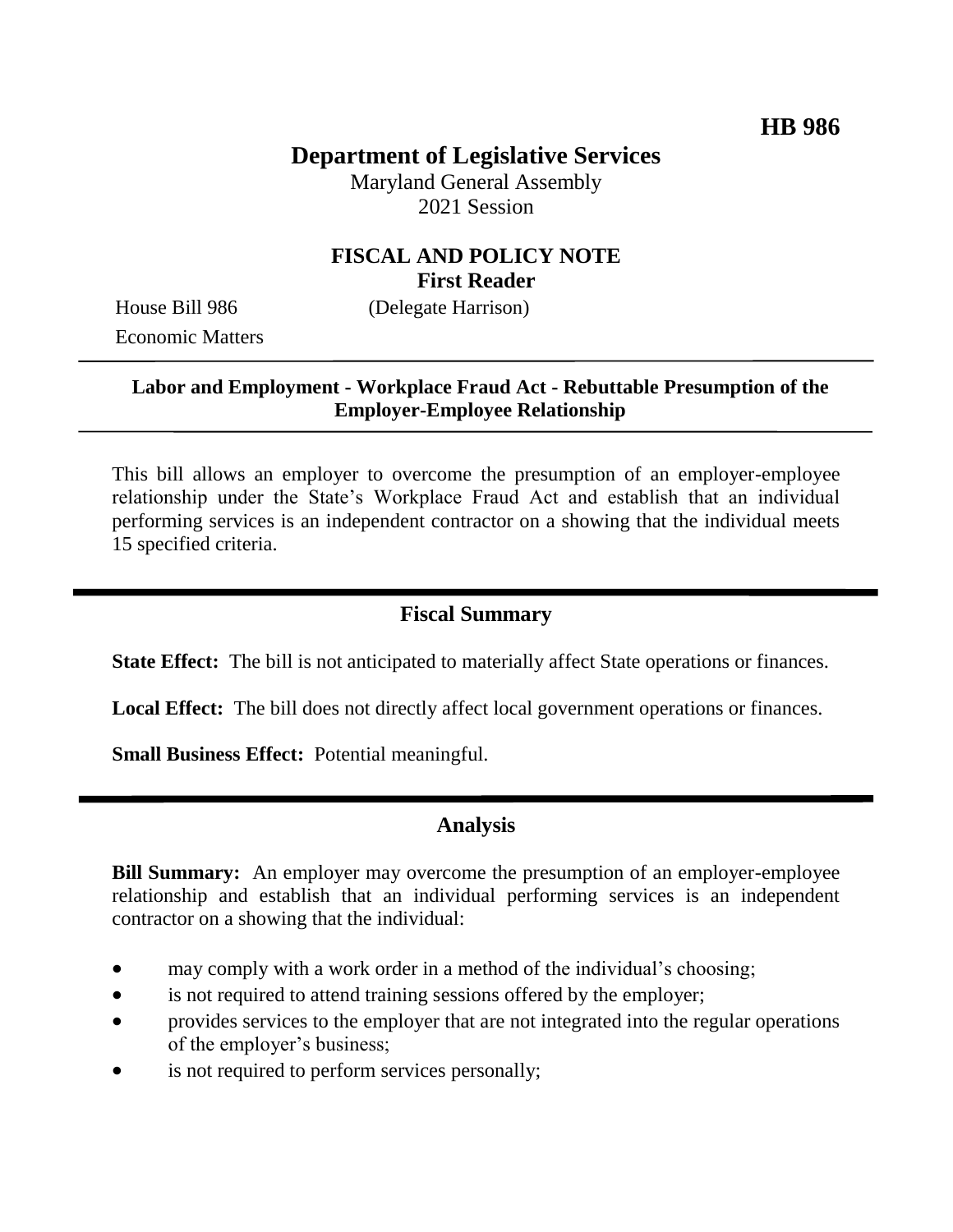**HB 986**

# Department of Legislative Services

Maryland General Assembly
2021 Session

## FISCAL AND POLICY NOTE
**First Reader**

House Bill 986 (Delegate Harrison)
Economic Matters

---

**Labor and Employment - Workplace Fraud Act - Rebuttable Presumption of the Employer-Employee Relationship**

---

This bill allows an employer to overcome the presumption of an employer-employee relationship under the State's Workplace Fraud Act and establish that an individual performing services is an independent contractor on a showing that the individual meets 15 specified criteria.

---

## Fiscal Summary

**State Effect:** The bill is not anticipated to materially affect State operations or finances.

**Local Effect:** The bill does not directly affect local government operations or finances.

**Small Business Effect:** Potential meaningful.

---

## Analysis

**Bill Summary:** An employer may overcome the presumption of an employer-employee relationship and establish that an individual performing services is an independent contractor on a showing that the individual:

- may comply with a work order in a method of the individual's choosing;
- is not required to attend training sessions offered by the employer;
- provides services to the employer that are not integrated into the regular operations of the employer's business;
- is not required to perform services personally;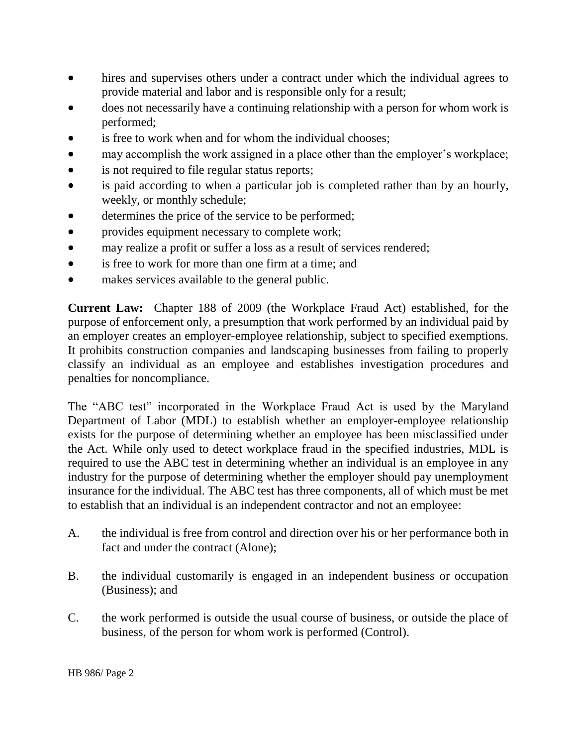- hires and supervises others under a contract under which the individual agrees to provide material and labor and is responsible only for a result;
- does not necessarily have a continuing relationship with a person for whom work is performed;
- is free to work when and for whom the individual chooses;
- may accomplish the work assigned in a place other than the employer's workplace;
- is not required to file regular status reports;
- is paid according to when a particular job is completed rather than by an hourly, weekly, or monthly schedule;
- determines the price of the service to be performed;
- provides equipment necessary to complete work;
- may realize a profit or suffer a loss as a result of services rendered;
- is free to work for more than one firm at a time; and
- makes services available to the general public.

**Current Law:** Chapter 188 of 2009 (the Workplace Fraud Act) established, for the purpose of enforcement only, a presumption that work performed by an individual paid by an employer creates an employer-employee relationship, subject to specified exemptions. It prohibits construction companies and landscaping businesses from failing to properly classify an individual as an employee and establishes investigation procedures and penalties for noncompliance.

The "ABC test" incorporated in the Workplace Fraud Act is used by the Maryland Department of Labor (MDL) to establish whether an employer-employee relationship exists for the purpose of determining whether an employee has been misclassified under the Act. While only used to detect workplace fraud in the specified industries, MDL is required to use the ABC test in determining whether an individual is an employee in any industry for the purpose of determining whether the employer should pay unemployment insurance for the individual. The ABC test has three components, all of which must be met to establish that an individual is an independent contractor and not an employee:

A. the individual is free from control and direction over his or her performance both in fact and under the contract (Alone);

B. the individual customarily is engaged in an independent business or occupation (Business); and

C. the work performed is outside the usual course of business, or outside the place of business, of the person for whom work is performed (Control).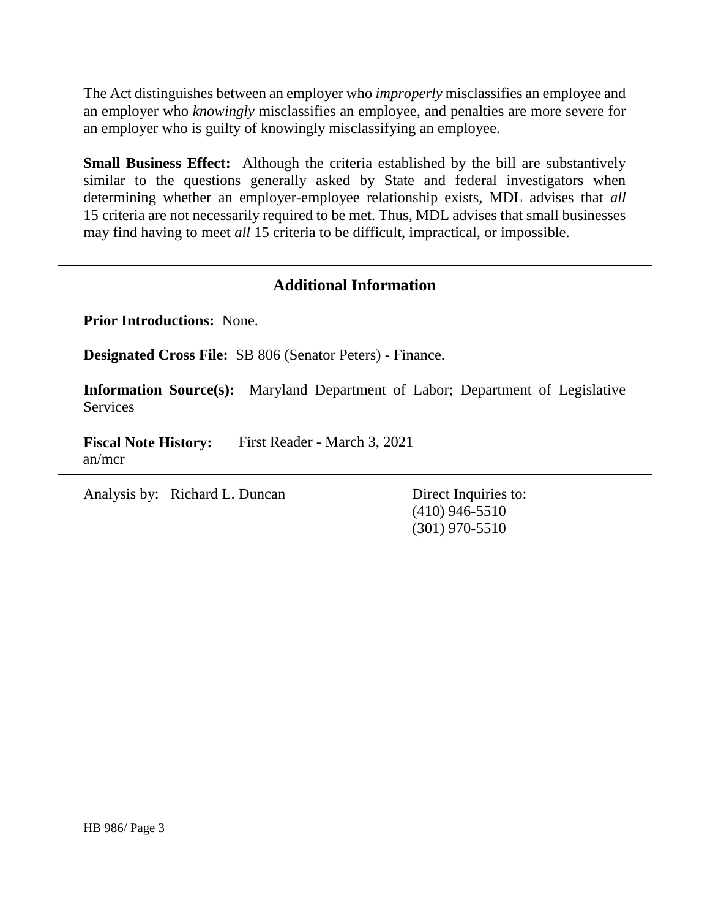The Act distinguishes between an employer who *improperly* misclassifies an employee and an employer who *knowingly* misclassifies an employee, and penalties are more severe for an employer who is guilty of knowingly misclassifying an employee.

**Small Business Effect:** Although the criteria established by the bill are substantively similar to the questions generally asked by State and federal investigators when determining whether an employer-employee relationship exists, MDL advises that *all* 15 criteria are not necessarily required to be met. Thus, MDL advises that small businesses may find having to meet *all* 15 criteria to be difficult, impractical, or impossible.

---

## Additional Information

**Prior Introductions:** None.

**Designated Cross File:** SB 806 (Senator Peters) - Finance.

**Information Source(s):** Maryland Department of Labor; Department of Legislative Services

**Fiscal Note History:** First Reader - March 3, 2021
an/mcr

---

Analysis by: Richard L. Duncan

Direct Inquiries to:
(410) 946-5510
(301) 970-5510